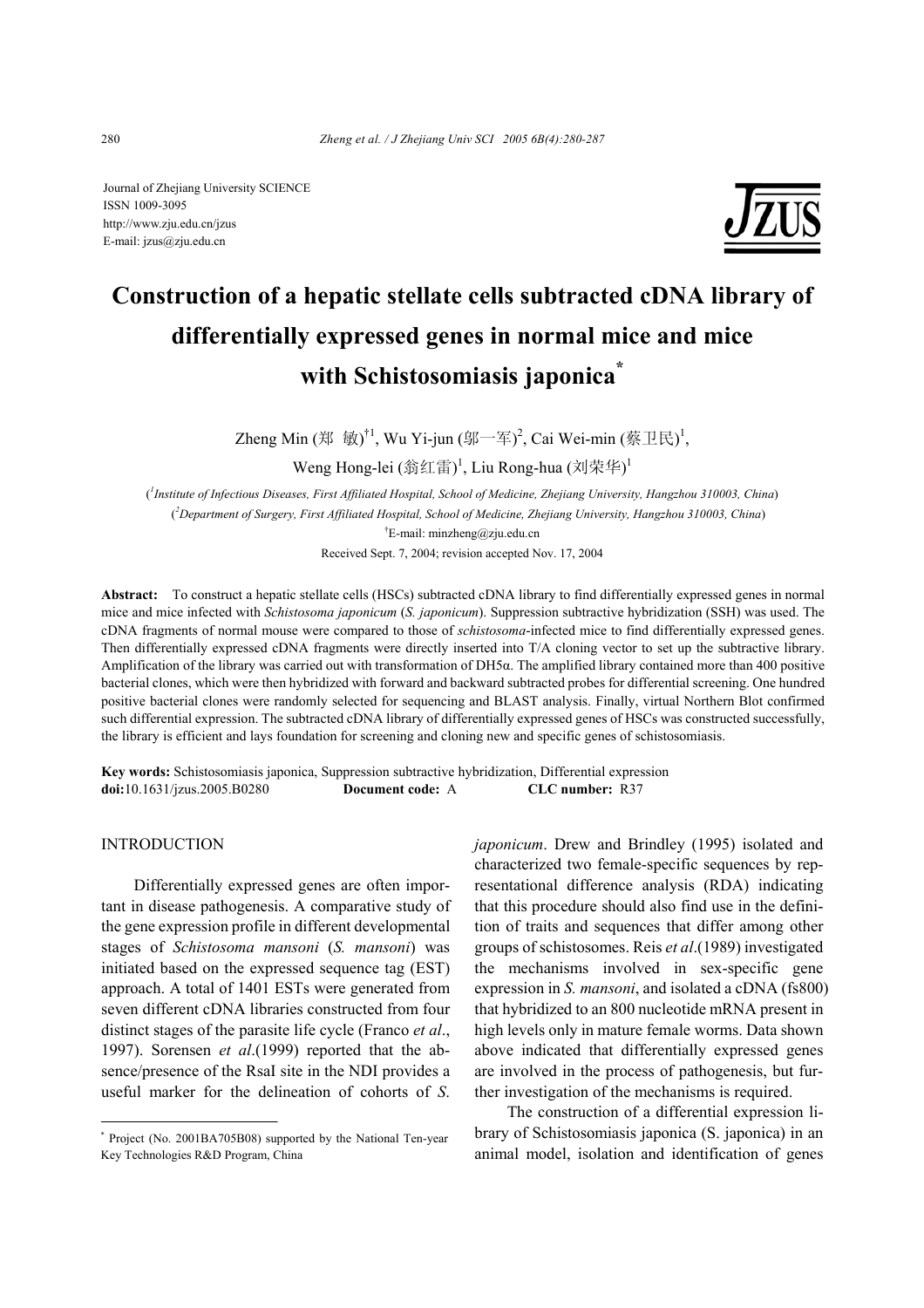Journal of Zhejiang University SCIENCE
ISSN 1009-3095
http://www.zju.edu.cn/jzus
E-mail: jzus@zju.edu.cn

# Construction of a hepatic stellate cells subtracted cDNA library of differentially expressed genes in normal mice and mice with Schistosomiasis japonica*

Zheng Min (郑 敏)[†1], Wu Yi-jun (邬一军)[2], Cai Wei-min (蔡卫民)[1], Weng Hong-lei (翁红雷)[1], Liu Rong-hua (刘荣华)[1]

([1]*Institute of Infectious Diseases, First Affiliated Hospital, School of Medicine, Zhejiang University, Hangzhou 310003, China*)

([2]*Department of Surgery, First Affiliated Hospital, School of Medicine, Zhejiang University, Hangzhou 310003, China*)

[†]E-mail: minzheng@zju.edu.cn

Received Sept. 7, 2004; revision accepted Nov. 17, 2004

**Abstract:** To construct a hepatic stellate cells (HSCs) subtracted cDNA library to find differentially expressed genes in normal mice and mice infected with *Schistosoma japonicum* (*S. japonicum*). Suppression subtractive hybridization (SSH) was used. The cDNA fragments of normal mouse were compared to those of *schistosoma*-infected mice to find differentially expressed genes. Then differentially expressed cDNA fragments were directly inserted into T/A cloning vector to set up the subtractive library. Amplification of the library was carried out with transformation of DH5α. The amplified library contained more than 400 positive bacterial clones, which were then hybridized with forward and backward subtracted probes for differential screening. One hundred positive bacterial clones were randomly selected for sequencing and BLAST analysis. Finally, virtual Northern Blot confirmed such differential expression. The subtracted cDNA library of differentially expressed genes of HSCs was constructed successfully, the library is efficient and lays foundation for screening and cloning new and specific genes of schistosomiasis.

**Key words:** Schistosomiasis japonica, Suppression subtractive hybridization, Differential expression
**doi:**10.1631/jzus.2005.B0280 **Document code:** A **CLC number:** R37

## INTRODUCTION

Differentially expressed genes are often important in disease pathogenesis. A comparative study of the gene expression profile in different developmental stages of *Schistosoma mansoni* (*S. mansoni*) was initiated based on the expressed sequence tag (EST) approach. A total of 1401 ESTs were generated from seven different cDNA libraries constructed from four distinct stages of the parasite life cycle (Franco *et al*., 1997). Sorensen *et al*.(1999) reported that the absence/presence of the RsaI site in the NDI provides a useful marker for the delineation of cohorts of *S. japonicum*. Drew and Brindley (1995) isolated and characterized two female-specific sequences by representational difference analysis (RDA) indicating that this procedure should also find use in the definition of traits and sequences that differ among other groups of schistosomes. Reis *et al*.(1989) investigated the mechanisms involved in sex-specific gene expression in *S. mansoni*, and isolated a cDNA (fs800) that hybridized to an 800 nucleotide mRNA present in high levels only in mature female worms. Data shown above indicated that differentially expressed genes are involved in the process of pathogenesis, but further investigation of the mechanisms is required.

The construction of a differential expression library of Schistosomiasis japonica (S. japonica) in an animal model, isolation and identification of genes

---

* Project (No. 2001BA705B08) supported by the National Ten-year Key Technologies R&D Program, China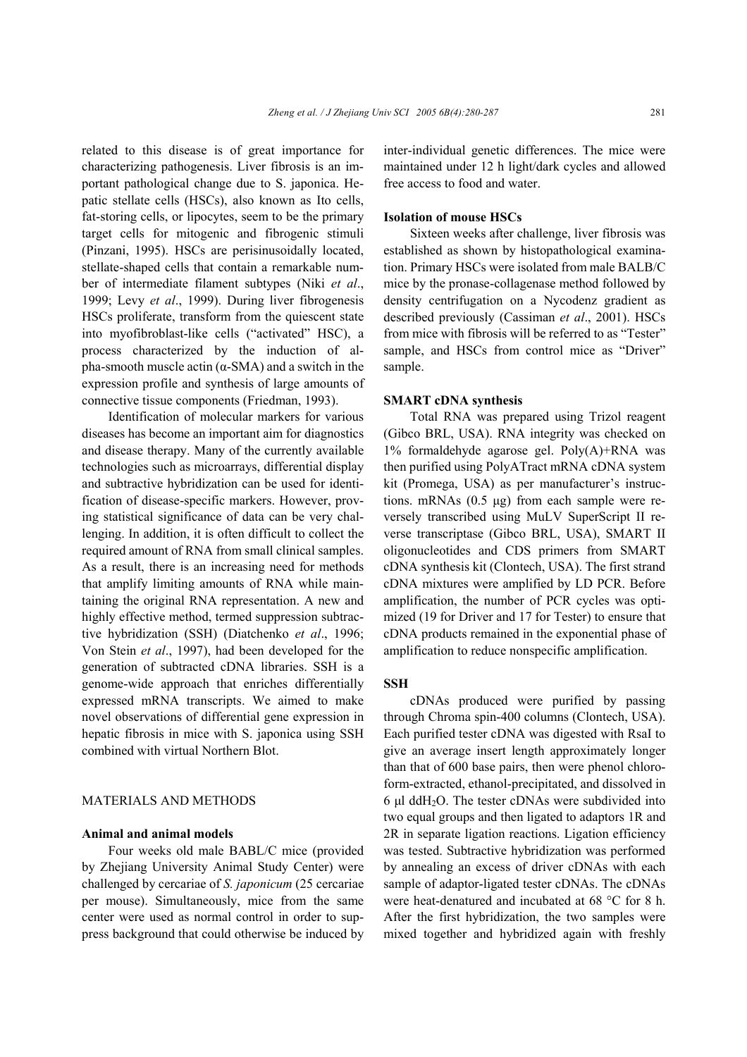related to this disease is of great importance for characterizing pathogenesis. Liver fibrosis is an important pathological change due to S. japonica. Hepatic stellate cells (HSCs), also known as Ito cells, fat-storing cells, or lipocytes, seem to be the primary target cells for mitogenic and fibrogenic stimuli (Pinzani, 1995). HSCs are perisinusoidally located, stellate-shaped cells that contain a remarkable number of intermediate filament subtypes (Niki *et al*., 1999; Levy *et al*., 1999). During liver fibrogenesis HSCs proliferate, transform from the quiescent state into myofibroblast-like cells ("activated" HSC), a process characterized by the induction of alpha-smooth muscle actin (α-SMA) and a switch in the expression profile and synthesis of large amounts of connective tissue components (Friedman, 1993).

Identification of molecular markers for various diseases has become an important aim for diagnostics and disease therapy. Many of the currently available technologies such as microarrays, differential display and subtractive hybridization can be used for identification of disease-specific markers. However, proving statistical significance of data can be very challenging. In addition, it is often difficult to collect the required amount of RNA from small clinical samples. As a result, there is an increasing need for methods that amplify limiting amounts of RNA while maintaining the original RNA representation. A new and highly effective method, termed suppression subtractive hybridization (SSH) (Diatchenko *et al*., 1996; Von Stein *et al*., 1997), had been developed for the generation of subtracted cDNA libraries. SSH is a genome-wide approach that enriches differentially expressed mRNA transcripts. We aimed to make novel observations of differential gene expression in hepatic fibrosis in mice with S. japonica using SSH combined with virtual Northern Blot.

## MATERIALS AND METHODS

### Animal and animal models

Four weeks old male BABL/C mice (provided by Zhejiang University Animal Study Center) were challenged by cercariae of *S. japonicum* (25 cercariae per mouse). Simultaneously, mice from the same center were used as normal control in order to suppress background that could otherwise be induced by inter-individual genetic differences. The mice were maintained under 12 h light/dark cycles and allowed free access to food and water.

### Isolation of mouse HSCs

Sixteen weeks after challenge, liver fibrosis was established as shown by histopathological examination. Primary HSCs were isolated from male BALB/C mice by the pronase-collagenase method followed by density centrifugation on a Nycodenz gradient as described previously (Cassiman *et al*., 2001). HSCs from mice with fibrosis will be referred to as "Tester" sample, and HSCs from control mice as "Driver" sample.

### SMART cDNA synthesis

Total RNA was prepared using Trizol reagent (Gibco BRL, USA). RNA integrity was checked on 1% formaldehyde agarose gel. Poly(A)+RNA was then purified using PolyATract mRNA cDNA system kit (Promega, USA) as per manufacturer's instructions. mRNAs (0.5 μg) from each sample were reversely transcribed using MuLV SuperScript II reverse transcriptase (Gibco BRL, USA), SMART II oligonucleotides and CDS primers from SMART cDNA synthesis kit (Clontech, USA). The first strand cDNA mixtures were amplified by LD PCR. Before amplification, the number of PCR cycles was optimized (19 for Driver and 17 for Tester) to ensure that cDNA products remained in the exponential phase of amplification to reduce nonspecific amplification.

### SSH

cDNAs produced were purified by passing through Chroma spin-400 columns (Clontech, USA). Each purified tester cDNA was digested with RsaI to give an average insert length approximately longer than that of 600 base pairs, then were phenol chloroform-extracted, ethanol-precipitated, and dissolved in 6 μl $ddH_2O$. The tester cDNAs were subdivided into two equal groups and then ligated to adaptors 1R and 2R in separate ligation reactions. Ligation efficiency was tested. Subtractive hybridization was performed by annealing an excess of driver cDNAs with each sample of adaptor-ligated tester cDNAs. The cDNAs were heat-denatured and incubated at 68 °C for 8 h. After the first hybridization, the two samples were mixed together and hybridized again with freshly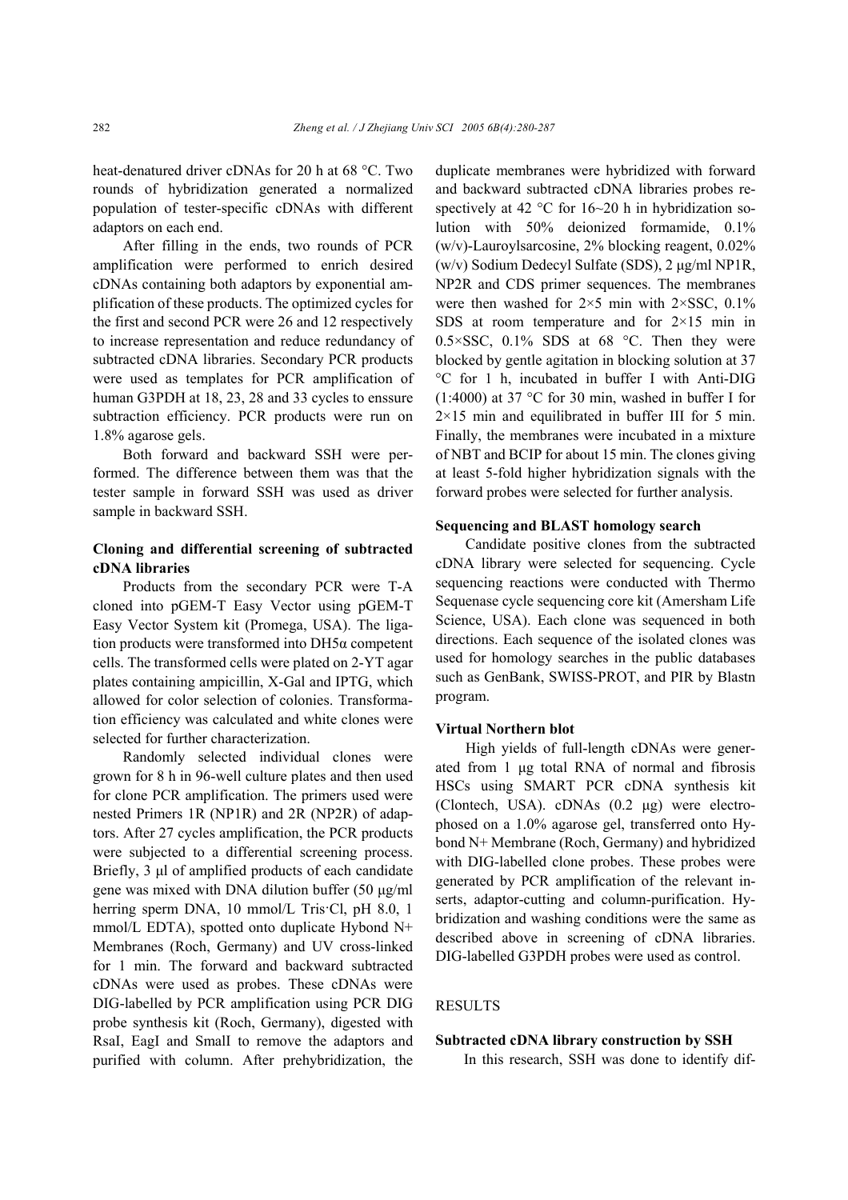heat-denatured driver cDNAs for 20 h at 68 °C. Two rounds of hybridization generated a normalized population of tester-specific cDNAs with different adaptors on each end.

After filling in the ends, two rounds of PCR amplification were performed to enrich desired cDNAs containing both adaptors by exponential amplification of these products. The optimized cycles for the first and second PCR were 26 and 12 respectively to increase representation and reduce redundancy of subtracted cDNA libraries. Secondary PCR products were used as templates for PCR amplification of human G3PDH at 18, 23, 28 and 33 cycles to enssure subtraction efficiency. PCR products were run on 1.8% agarose gels.

Both forward and backward SSH were performed. The difference between them was that the tester sample in forward SSH was used as driver sample in backward SSH.

### Cloning and differential screening of subtracted cDNA libraries

Products from the secondary PCR were T-A cloned into pGEM-T Easy Vector using pGEM-T Easy Vector System kit (Promega, USA). The ligation products were transformed into DH5α competent cells. The transformed cells were plated on 2-YT agar plates containing ampicillin, X-Gal and IPTG, which allowed for color selection of colonies. Transformation efficiency was calculated and white clones were selected for further characterization.

Randomly selected individual clones were grown for 8 h in 96-well culture plates and then used for clone PCR amplification. The primers used were nested Primers 1R (NP1R) and 2R (NP2R) of adaptors. After 27 cycles amplification, the PCR products were subjected to a differential screening process. Briefly, 3 μl of amplified products of each candidate gene was mixed with DNA dilution buffer (50 μg/ml herring sperm DNA, 10 mmol/L Tris·Cl, pH 8.0, 1 mmol/L EDTA), spotted onto duplicate Hybond N+ Membranes (Roch, Germany) and UV cross-linked for 1 min. The forward and backward subtracted cDNAs were used as probes. These cDNAs were DIG-labelled by PCR amplification using PCR DIG probe synthesis kit (Roch, Germany), digested with RsaI, EagI and SmaII to remove the adaptors and purified with column. After prehybridization, the duplicate membranes were hybridized with forward and backward subtracted cDNA libraries probes respectively at 42 °C for 16~20 h in hybridization solution with 50% deionized formamide, 0.1% (w/v)-Lauroylsarcosine, 2% blocking reagent, 0.02% (w/v) Sodium Dedecyl Sulfate (SDS), 2 μg/ml NP1R, NP2R and CDS primer sequences. The membranes were then washed for 2×5 min with 2×SSC, 0.1% SDS at room temperature and for 2×15 min in 0.5×SSC, 0.1% SDS at 68 °C. Then they were blocked by gentle agitation in blocking solution at 37 °C for 1 h, incubated in buffer I with Anti-DIG (1:4000) at 37 °C for 30 min, washed in buffer I for 2×15 min and equilibrated in buffer III for 5 min. Finally, the membranes were incubated in a mixture of NBT and BCIP for about 15 min. The clones giving at least 5-fold higher hybridization signals with the forward probes were selected for further analysis.

### Sequencing and BLAST homology search

Candidate positive clones from the subtracted cDNA library were selected for sequencing. Cycle sequencing reactions were conducted with Thermo Sequenase cycle sequencing core kit (Amersham Life Science, USA). Each clone was sequenced in both directions. Each sequence of the isolated clones was used for homology searches in the public databases such as GenBank, SWISS-PROT, and PIR by Blastn program.

### Virtual Northern blot

High yields of full-length cDNAs were generated from 1 μg total RNA of normal and fibrosis HSCs using SMART PCR cDNA synthesis kit (Clontech, USA). cDNAs (0.2 μg) were electrophosed on a 1.0% agarose gel, transferred onto Hybond N+ Membrane (Roch, Germany) and hybridized with DIG-labelled clone probes. These probes were generated by PCR amplification of the relevant inserts, adaptor-cutting and column-purification. Hybridization and washing conditions were the same as described above in screening of cDNA libraries. DIG-labelled G3PDH probes were used as control.

## RESULTS

### Subtracted cDNA library construction by SSH

In this research, SSH was done to identify dif-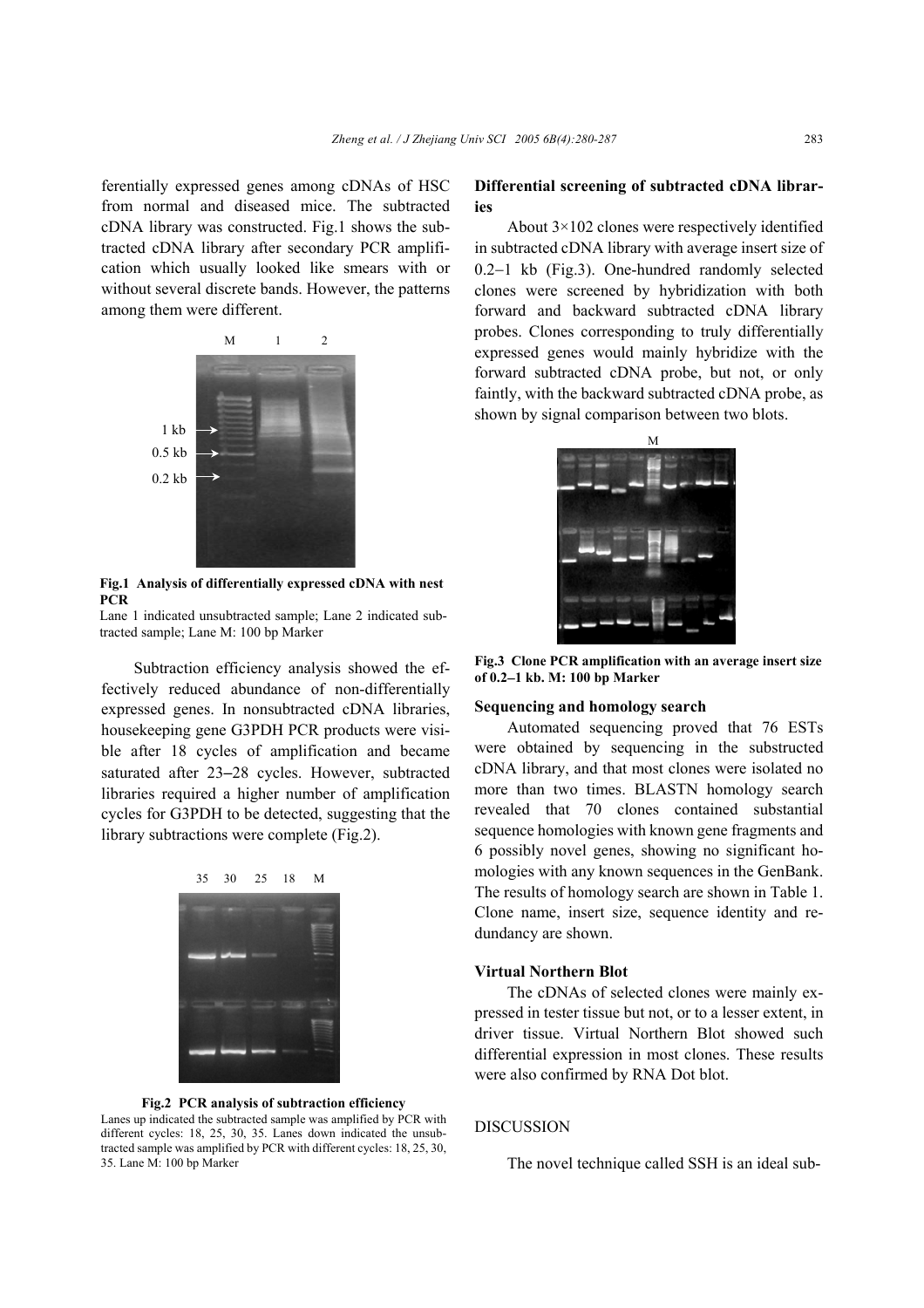ferentially expressed genes among cDNAs of HSC from normal and diseased mice. The subtracted cDNA library was constructed. Fig.1 shows the subtracted cDNA library after secondary PCR amplification which usually looked like smears with or without several discrete bands. However, the patterns among them were different.

**Fig.1 Analysis of differentially expressed cDNA with nest PCR**
Lane 1 indicated unsubtracted sample; Lane 2 indicated subtracted sample; Lane M: 100 bp Marker

Subtraction efficiency analysis showed the effectively reduced abundance of non-differentially expressed genes. In nonsubtracted cDNA libraries, housekeeping gene G3PDH PCR products were visible after 18 cycles of amplification and became saturated after 23–28 cycles. However, subtracted libraries required a higher number of amplification cycles for G3PDH to be detected, suggesting that the library subtractions were complete (Fig.2).

**Fig.2 PCR analysis of subtraction efficiency**
Lanes up indicated the subtracted sample was amplified by PCR with different cycles: 18, 25, 30, 35. Lanes down indicated the unsubtracted sample was amplified by PCR with different cycles: 18, 25, 30, 35. Lane M: 100 bp Marker

### Differential screening of subtracted cDNA libraries

About $3\times10^2$ clones were respectively identified in subtracted cDNA library with average insert size of 0.2–1 kb (Fig.3). One-hundred randomly selected clones were screened by hybridization with both forward and backward subtracted cDNA library probes. Clones corresponding to truly differentially expressed genes would mainly hybridize with the forward subtracted cDNA probe, but not, or only faintly, with the backward subtracted cDNA probe, as shown by signal comparison between two blots.

**Fig.3 Clone PCR amplification with an average insert size of 0.2–1 kb. M: 100 bp Marker**

### Sequencing and homology search

Automated sequencing proved that 76 ESTs were obtained by sequencing in the substructed cDNA library, and that most clones were isolated no more than two times. BLASTN homology search revealed that 70 clones contained substantial sequence homologies with known gene fragments and 6 possibly novel genes, showing no significant homologies with any known sequences in the GenBank. The results of homology search are shown in Table 1. Clone name, insert size, sequence identity and redundancy are shown.

### Virtual Northern Blot

The cDNAs of selected clones were mainly expressed in tester tissue but not, or to a lesser extent, in driver tissue. Virtual Northern Blot showed such differential expression in most clones. These results were also confirmed by RNA Dot blot.

## DISCUSSION

The novel technique called SSH is an ideal sub-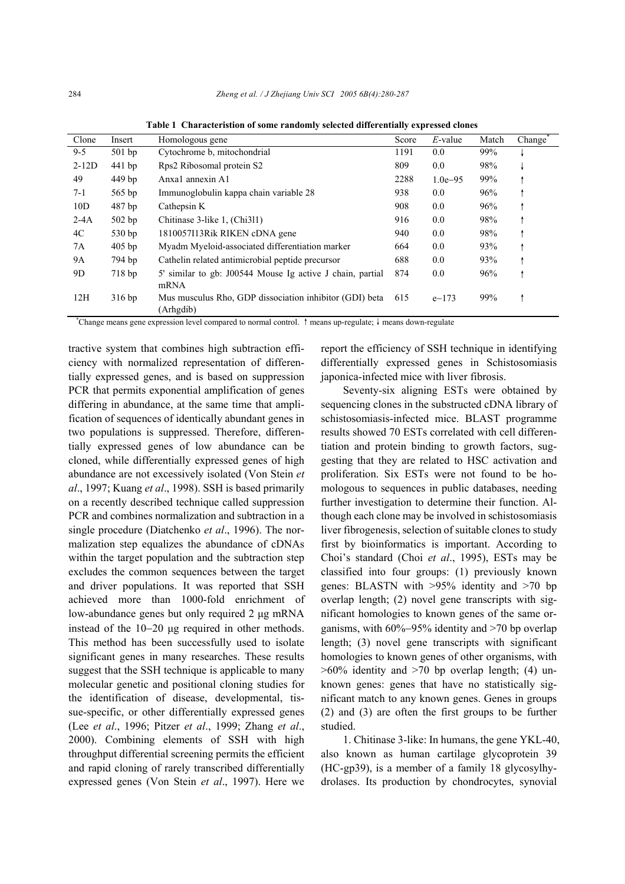**Table 1 Characteristion of some randomly selected differentially expressed clones**

| Clone | Insert | Homologous gene | Score | *E*-value | Match | Change* |
|---|---|---|---|---|---|---|
| 9-5 | 501 bp | Cytochrome b, mitochondrial | 1191 | 0.0 | 99% | ↓ |
| 2-12D | 441 bp | Rps2 Ribosomal protein S2 | 809 | 0.0 | 98% | ↓ |
| 49 | 449 bp | Anxa1 annexin A1 | 2288 | 1.0e−95 | 99% | ↑ |
| 7-1 | 565 bp | Immunoglobulin kappa chain variable 28 | 938 | 0.0 | 96% | ↑ |
| 10D | 487 bp | Cathepsin K | 908 | 0.0 | 96% | ↑ |
| 2-4A | 502 bp | Chitinase 3-like 1, (Chi3l1) | 916 | 0.0 | 98% | ↑ |
| 4C | 530 bp | 1810057I13Rik RIKEN cDNA gene | 940 | 0.0 | 98% | ↑ |
| 7A | 405 bp | Myadm Myeloid-associated differentiation marker | 664 | 0.0 | 93% | ↑ |
| 9A | 794 bp | Cathelin related antimicrobial peptide precursor | 688 | 0.0 | 93% | ↑ |
| 9D | 718 bp | 5' similar to gb: J00544 Mouse Ig active J chain, partial mRNA | 874 | 0.0 | 96% | ↑ |
| 12H | 316 bp | Mus musculus Rho, GDP dissociation inhibitor (GDI) beta (Arhgdib) | 615 | e−173 | 99% | ↑ |

*Change means gene expression level compared to normal control. ↑ means up-regulate; ↓ means down-regulate

tractive system that combines high subtraction efficiency with normalized representation of differentially expressed genes, and is based on suppression PCR that permits exponential amplification of genes differing in abundance, at the same time that amplification of sequences of identically abundant genes in two populations is suppressed. Therefore, differentially expressed genes of low abundance can be cloned, while differentially expressed genes of high abundance are not excessively isolated (Von Stein *et al*., 1997; Kuang *et al*., 1998). SSH is based primarily on a recently described technique called suppression PCR and combines normalization and subtraction in a single procedure (Diatchenko *et al*., 1996). The normalization step equalizes the abundance of cDNAs within the target population and the subtraction step excludes the common sequences between the target and driver populations. It was reported that SSH achieved more than 1000-fold enrichment of low-abundance genes but only required 2 μg mRNA instead of the 10−20 μg required in other methods. This method has been successfully used to isolate significant genes in many researches. These results suggest that the SSH technique is applicable to many molecular genetic and positional cloning studies for the identification of disease, developmental, tissue-specific, or other differentially expressed genes (Lee *et al*., 1996; Pitzer *et al*., 1999; Zhang *et al*., 2000). Combining elements of SSH with high throughput differential screening permits the efficient and rapid cloning of rarely transcribed differentially expressed genes (Von Stein *et al*., 1997). Here we report the efficiency of SSH technique in identifying differentially expressed genes in Schistosomiasis japonica-infected mice with liver fibrosis.

Seventy-six aligning ESTs were obtained by sequencing clones in the substructed cDNA library of schistosomiasis-infected mice. BLAST programme results showed 70 ESTs correlated with cell differentiation and protein binding to growth factors, suggesting that they are related to HSC activation and proliferation. Six ESTs were not found to be homologous to sequences in public databases, needing further investigation to determine their function. Although each clone may be involved in schistosomiasis liver fibrogenesis, selection of suitable clones to study first by bioinformatics is important. According to Choi's standard (Choi *et al*., 1995), ESTs may be classified into four groups: (1) previously known genes: BLASTN with >95% identity and >70 bp overlap length; (2) novel gene transcripts with significant homologies to known genes of the same organisms, with 60%−95% identity and >70 bp overlap length; (3) novel gene transcripts with significant homologies to known genes of other organisms, with >60% identity and >70 bp overlap length; (4) unknown genes: genes that have no statistically significant match to any known genes. Genes in groups (2) and (3) are often the first groups to be further studied.

1. Chitinase 3-like: In humans, the gene YKL-40, also known as human cartilage glycoprotein 39 (HC-gp39), is a member of a family 18 glycosylhydrolases. Its production by chondrocytes, synovial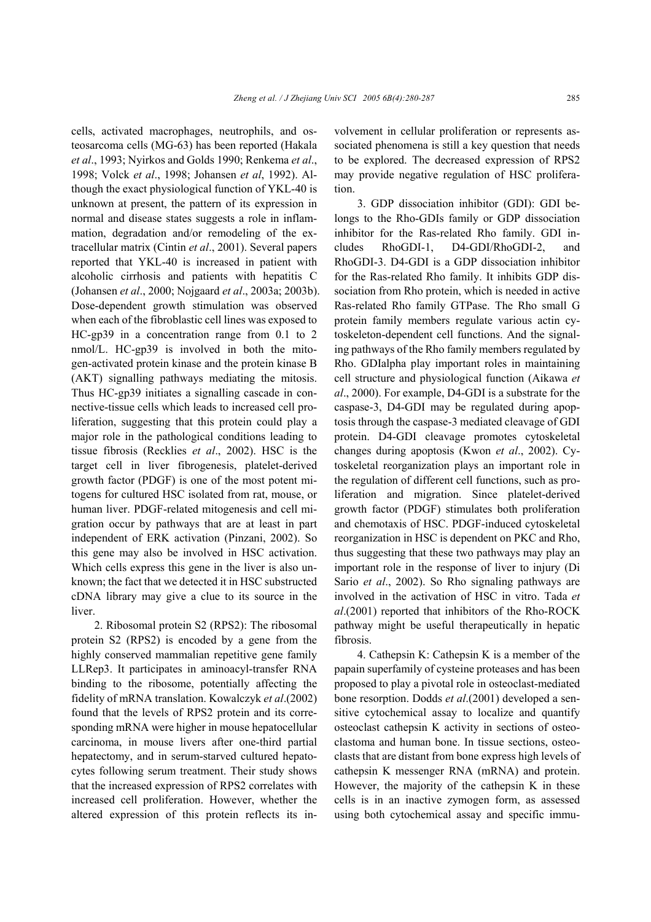cells, activated macrophages, neutrophils, and osteosarcoma cells (MG-63) has been reported (Hakala *et al*., 1993; Nyirkos and Golds 1990; Renkema *et al*., 1998; Volck *et al*., 1998; Johansen *et al*, 1992). Although the exact physiological function of YKL-40 is unknown at present, the pattern of its expression in normal and disease states suggests a role in inflammation, degradation and/or remodeling of the extracellular matrix (Cintin *et al*., 2001). Several papers reported that YKL-40 is increased in patient with alcoholic cirrhosis and patients with hepatitis C (Johansen *et al*., 2000; Nojgaard *et al*., 2003a; 2003b). Dose-dependent growth stimulation was observed when each of the fibroblastic cell lines was exposed to HC-gp39 in a concentration range from 0.1 to 2 nmol/L. HC-gp39 is involved in both the mitogen-activated protein kinase and the protein kinase B (AKT) signalling pathways mediating the mitosis. Thus HC-gp39 initiates a signalling cascade in connective-tissue cells which leads to increased cell proliferation, suggesting that this protein could play a major role in the pathological conditions leading to tissue fibrosis (Recklies *et al*., 2002). HSC is the target cell in liver fibrogenesis, platelet-derived growth factor (PDGF) is one of the most potent mitogens for cultured HSC isolated from rat, mouse, or human liver. PDGF-related mitogenesis and cell migration occur by pathways that are at least in part independent of ERK activation (Pinzani, 2002). So this gene may also be involved in HSC activation. Which cells express this gene in the liver is also unknown; the fact that we detected it in HSC substructed cDNA library may give a clue to its source in the liver.

2. Ribosomal protein S2 (RPS2): The ribosomal protein S2 (RPS2) is encoded by a gene from the highly conserved mammalian repetitive gene family LLRep3. It participates in aminoacyl-transfer RNA binding to the ribosome, potentially affecting the fidelity of mRNA translation. Kowalczyk *et al*.(2002) found that the levels of RPS2 protein and its corresponding mRNA were higher in mouse hepatocellular carcinoma, in mouse livers after one-third partial hepatectomy, and in serum-starved cultured hepatocytes following serum treatment. Their study shows that the increased expression of RPS2 correlates with increased cell proliferation. However, whether the altered expression of this protein reflects its involvement in cellular proliferation or represents associated phenomena is still a key question that needs to be explored. The decreased expression of RPS2 may provide negative regulation of HSC proliferation.

3. GDP dissociation inhibitor (GDI): GDI belongs to the Rho-GDIs family or GDP dissociation inhibitor for the Ras-related Rho family. GDI includes RhoGDI-1, D4-GDI/RhoGDI-2, and RhoGDI-3. D4-GDI is a GDP dissociation inhibitor for the Ras-related Rho family. It inhibits GDP dissociation from Rho protein, which is needed in active Ras-related Rho family GTPase. The Rho small G protein family members regulate various actin cytoskeleton-dependent cell functions. And the signaling pathways of the Rho family members regulated by Rho. GDIalpha play important roles in maintaining cell structure and physiological function (Aikawa *et al*., 2000). For example, D4-GDI is a substrate for the caspase-3, D4-GDI may be regulated during apoptosis through the caspase-3 mediated cleavage of GDI protein. D4-GDI cleavage promotes cytoskeletal changes during apoptosis (Kwon *et al*., 2002). Cytoskeletal reorganization plays an important role in the regulation of different cell functions, such as proliferation and migration. Since platelet-derived growth factor (PDGF) stimulates both proliferation and chemotaxis of HSC. PDGF-induced cytoskeletal reorganization in HSC is dependent on PKC and Rho, thus suggesting that these two pathways may play an important role in the response of liver to injury (Di Sario *et al*., 2002). So Rho signaling pathways are involved in the activation of HSC in vitro. Tada *et al*.(2001) reported that inhibitors of the Rho-ROCK pathway might be useful therapeutically in hepatic fibrosis.

4. Cathepsin K: Cathepsin K is a member of the papain superfamily of cysteine proteases and has been proposed to play a pivotal role in osteoclast-mediated bone resorption. Dodds *et al*.(2001) developed a sensitive cytochemical assay to localize and quantify osteoclast cathepsin K activity in sections of osteoclastoma and human bone. In tissue sections, osteoclasts that are distant from bone express high levels of cathepsin K messenger RNA (mRNA) and protein. However, the majority of the cathepsin K in these cells is in an inactive zymogen form, as assessed using both cytochemical assay and specific immu-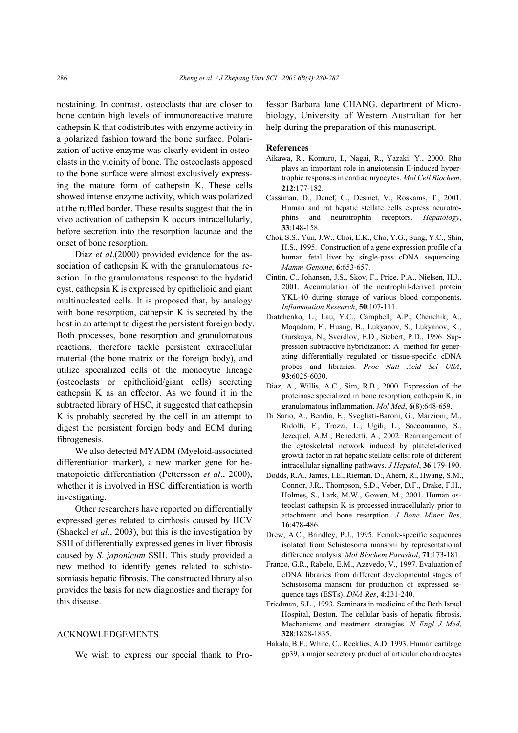nostaining. In contrast, osteoclasts that are closer to bone contain high levels of immunoreactive mature cathepsin K that codistributes with enzyme activity in a polarized fashion toward the bone surface. Polarization of active enzyme was clearly evident in osteoclasts in the vicinity of bone. The osteoclasts apposed to the bone surface were almost exclusively expressing the mature form of cathepsin K. These cells showed intense enzyme activity, which was polarized at the ruffled border. These results suggest that the in vivo activation of cathepsin K occurs intracellularly, before secretion into the resorption lacunae and the onset of bone resorption.

Diaz *et al*.(2000) provided evidence for the association of cathepsin K with the granulomatous reaction. In the granulomatous response to the hydatid cyst, cathepsin K is expressed by epithelioid and giant multinucleated cells. It is proposed that, by analogy with bone resorption, cathepsin K is secreted by the host in an attempt to digest the persistent foreign body. Both processes, bone resorption and granulomatous reactions, therefore tackle persistent extracellular material (the bone matrix or the foreign body), and utilize specialized cells of the monocytic lineage (osteoclasts or epithelioid/giant cells) secreting cathepsin K as an effector. As we found it in the subtracted library of HSC, it suggested that cathepsin K is probably secreted by the cell in an attempt to digest the persistent foreign body and ECM during fibrogenesis.

We also detected MYADM (Myeloid-associated differentiation marker), a new marker gene for hematopoietic differentiation (Pettersson *et al*., 2000), whether it is involved in HSC differentiation is worth investigating.

Other researchers have reported on differentially expressed genes related to cirrhosis caused by HCV (Shackel *et al*., 2003), but this is the investigation by SSH of differentially expressed genes in liver fibrosis caused by *S. japonicum* SSH. This study provided a new method to identify genes related to schistosomiasis hepatic fibrosis. The constructed library also provides the basis for new diagnostics and therapy for this disease.

## ACKNOWLEDGEMENTS

We wish to express our special thank to Professor Barbara Jane CHANG, department of Microbiology, University of Western Australian for her help during the preparation of this manuscript.

## References

Aikawa, R., Komuro, I., Nagai, R., Yazaki, Y., 2000. Rho plays an important role in angiotensin II-induced hypertrophic responses in cardiac myocytes. *Mol Cell Biochem*, **212**:177-182.

Cassiman, D., Denef, C., Desmet, V., Roskams, T., 2001. Human and rat hepatic stellate cells express neurotrophins and neurotrophin receptors. *Hepatology*, **33**:148-158.

Choi, S.S., Yun, J.W., Choi, E.K., Cho, Y.G., Sung, Y.C., Shin, H.S., 1995. Construction of a gene expression profile of a human fetal liver by single-pass cDNA sequencing. *Mamm-Genome*, **6**:653-657.

Cintin, C., Johansen, J.S., Skov, F., Price, P.A., Nielsen, H.J., 2001. Accumulation of the neutrophil-derived protein YKL-40 during storage of various blood components. *Inflammation Research*, **50**:107-111.

Diatchenko, L., Lau, Y.C., Campbell, A.P., Chenchik, A., Moqadam, F., Huang, B., Lukyanov, S., Lukyanov, K., Gurskaya, N., Sverdlov, E.D., Siebert, P.D., 1996. Suppression subtractive hybridization: A method for generating differentially regulated or tissue-specific cDNA probes and libraries. *Proc Natl Acid Sci USA*, **93**:6025-6030.

Diaz, A., Willis, A.C., Sim, R.B., 2000. Expression of the proteinase specialized in bone resorption, cathepsin K, in granulomatous inflammation. *Mol Med*, **6**(8):648-659.

Di Sario, A., Bendia, E., Svegliati-Baroni, G., Marzioni, M., Ridolfi, F., Trozzi, L., Ugili, L., Saccomanno, S., Jezequel, A.M., Benedetti, A., 2002. Rearrangement of the cytoskeletal network induced by platelet-derived growth factor in rat hepatic stellate cells: role of different intracellular signalling pathways. *J Hepatol*, **36**:179-190.

Dodds, R.A., James, I.E., Rieman, D., Ahern, R., Hwang, S.M., Connor, J.R., Thompson, S.D., Veber, D.F., Drake, F.H., Holmes, S., Lark, M.W., Gowen, M., 2001. Human osteoclast cathepsin K is processed intracellularly prior to attachment and bone resorption. *J Bone Miner Res*, **16**:478-486.

Drew, A.C., Brindley, P.J., 1995. Female-specific sequences isolated from Schistosoma mansoni by representational difference analysis. *Mol Biochem Parasitol*, **71**:173-181.

Franco, G.R., Rabelo, E.M., Azevedo, V., 1997. Evaluation of cDNA libraries from different developmental stages of Schistosoma mansoni for production of expressed sequence tags (ESTs). *DNA-Res*, **4**:231-240.

Friedman, S.L., 1993. Seminars in medicine of the Beth Israel Hospital, Boston. The cellular basis of hepatic fibrosis. Mechanisms and treatment strategies. *N Engl J Med*, **328**:1828-1835.

Hakala, B.E., White, C., Recklies, A.D. 1993. Human cartilage gp39, a major secretory product of articular chondrocytes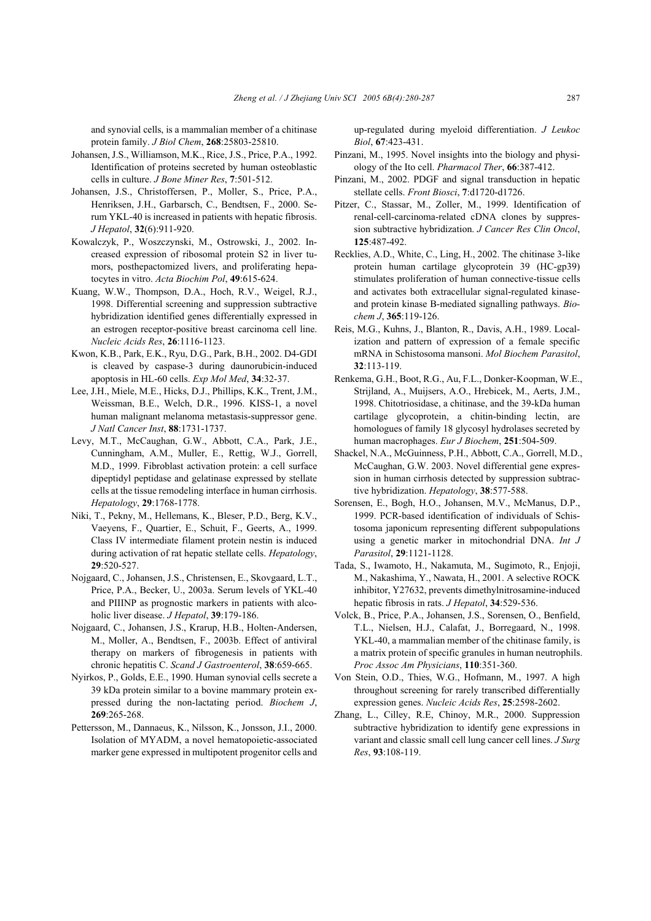and synovial cells, is a mammalian member of a chitinase protein family. *J Biol Chem*, **268**:25803-25810.

Johansen, J.S., Williamson, M.K., Rice, J.S., Price, P.A., 1992. Identification of proteins secreted by human osteoblastic cells in culture. *J Bone Miner Res*, **7**:501-512.

Johansen, J.S., Christoffersen, P., Moller, S., Price, P.A., Henriksen, J.H., Garbarsch, C., Bendtsen, F., 2000. Serum YKL-40 is increased in patients with hepatic fibrosis. *J Hepatol*, **32**(6):911-920.

Kowalczyk, P., Woszczynski, M., Ostrowski, J., 2002. Increased expression of ribosomal protein S2 in liver tumors, posthepactomized livers, and proliferating hepatocytes in vitro. *Acta Biochim Pol*, **49**:615-624.

Kuang, W.W., Thompson, D.A., Hoch, R.V., Weigel, R.J., 1998. Differential screening and suppression subtractive hybridization identified genes differentially expressed in an estrogen receptor-positive breast carcinoma cell line. *Nucleic Acids Res*, **26**:1116-1123.

Kwon, K.B., Park, E.K., Ryu, D.G., Park, B.H., 2002. D4-GDI is cleaved by caspase-3 during daunorubicin-induced apoptosis in HL-60 cells. *Exp Mol Med*, **34**:32-37.

Lee, J.H., Miele, M.E., Hicks, D.J., Phillips, K.K., Trent, J.M., Weissman, B.E., Welch, D.R., 1996. KISS-1, a novel human malignant melanoma metastasis-suppressor gene. *J Natl Cancer Inst*, **88**:1731-1737.

Levy, M.T., McCaughan, G.W., Abbott, C.A., Park, J.E., Cunningham, A.M., Muller, E., Rettig, W.J., Gorrell, M.D., 1999. Fibroblast activation protein: a cell surface dipeptidyl peptidase and gelatinase expressed by stellate cells at the tissue remodeling interface in human cirrhosis. *Hepatology*, **29**:1768-1778.

Niki, T., Pekny, M., Hellemans, K., Bleser, P.D., Berg, K.V., Vaeyens, F., Quartier, E., Schuit, F., Geerts, A., 1999. Class IV intermediate filament protein nestin is induced during activation of rat hepatic stellate cells. *Hepatology*, **29**:520-527.

Nojgaard, C., Johansen, J.S., Christensen, E., Skovgaard, L.T., Price, P.A., Becker, U., 2003a. Serum levels of YKL-40 and PIIINP as prognostic markers in patients with alcoholic liver disease. *J Hepatol*, **39**:179-186.

Nojgaard, C., Johansen, J.S., Krarup, H.B., Holten-Andersen, M., Moller, A., Bendtsen, F., 2003b. Effect of antiviral therapy on markers of fibrogenesis in patients with chronic hepatitis C. *Scand J Gastroenterol*, **38**:659-665.

Nyirkos, P., Golds, E.E., 1990. Human synovial cells secrete a 39 kDa protein similar to a bovine mammary protein expressed during the non-lactating period. *Biochem J*, **269**:265-268.

Pettersson, M., Dannaeus, K., Nilsson, K., Jonsson, J.I., 2000. Isolation of MYADM, a novel hematopoietic-associated marker gene expressed in multipotent progenitor cells and up-regulated during myeloid differentiation. *J Leukoc Biol*, **67**:423-431.

Pinzani, M., 1995. Novel insights into the biology and physiology of the Ito cell. *Pharmacol Ther*, **66**:387-412.

Pinzani, M., 2002. PDGF and signal transduction in hepatic stellate cells. *Front Biosci*, **7**:d1720-d1726.

Pitzer, C., Stassar, M., Zoller, M., 1999. Identification of renal-cell-carcinoma-related cDNA clones by suppression subtractive hybridization. *J Cancer Res Clin Oncol*, **125**:487-492.

Recklies, A.D., White, C., Ling, H., 2002. The chitinase 3-like protein human cartilage glycoprotein 39 (HC-gp39) stimulates proliferation of human connective-tissue cells and activates both extracellular signal-regulated kinase- and protein kinase B-mediated signalling pathways. *Biochem J*, **365**:119-126.

Reis, M.G., Kuhns, J., Blanton, R., Davis, A.H., 1989. Localization and pattern of expression of a female specific mRNA in Schistosoma mansoni. *Mol Biochem Parasitol*, **32**:113-119.

Renkema, G.H., Boot, R.G., Au, F.L., Donker-Koopman, W.E., Strijland, A., Muijsers, A.O., Hrebicek, M., Aerts, J.M., 1998. Chitotriosidase, a chitinase, and the 39-kDa human cartilage glycoprotein, a chitin-binding lectin, are homologues of family 18 glycosyl hydrolases secreted by human macrophages. *Eur J Biochem*, **251**:504-509.

Shackel, N.A., McGuinness, P.H., Abbott, C.A., Gorrell, M.D., McCaughan, G.W. 2003. Novel differential gene expression in human cirrhosis detected by suppression subtractive hybridization. *Hepatology*, **38**:577-588.

Sorensen, E., Bogh, H.O., Johansen, M.V., McManus, D.P., 1999. PCR-based identification of individuals of Schistosoma japonicum representing different subpopulations using a genetic marker in mitochondrial DNA. *Int J Parasitol*, **29**:1121-1128.

Tada, S., Iwamoto, H., Nakamuta, M., Sugimoto, R., Enjoji, M., Nakashima, Y., Nawata, H., 2001. A selective ROCK inhibitor, Y27632, prevents dimethylnitrosamine-induced hepatic fibrosis in rats. *J Hepatol*, **34**:529-536.

Volck, B., Price, P.A., Johansen, J.S., Sorensen, O., Benfield, T.L., Nielsen, H.J., Calafat, J., Borregaard, N., 1998. YKL-40, a mammalian member of the chitinase family, is a matrix protein of specific granules in human neutrophils. *Proc Assoc Am Physicians*, **110**:351-360.

Von Stein, O.D., Thies, W.G., Hofmann, M., 1997. A high throughout screening for rarely transcribed differentially expression genes. *Nucleic Acids Res*, **25**:2598-2602.

Zhang, L., Cilley, R.E, Chinoy, M.R., 2000. Suppression subtractive hybridization to identify gene expressions in variant and classic small cell lung cancer cell lines. *J Surg Res*, **93**:108-119.